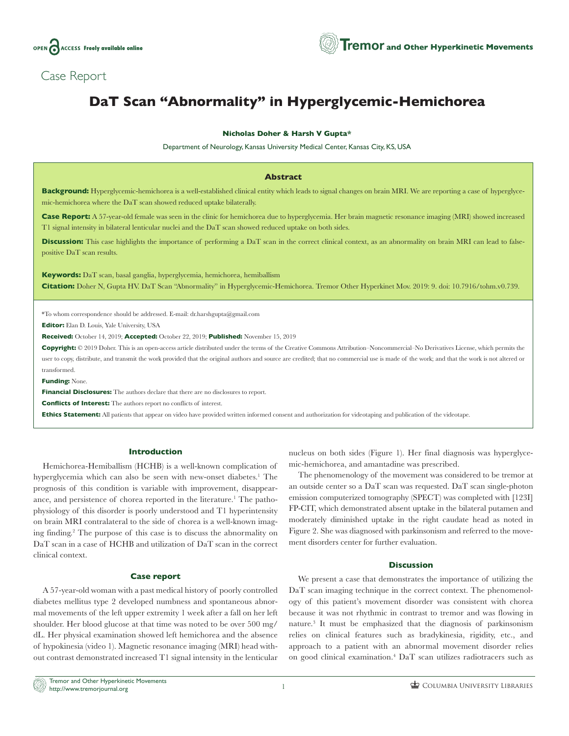Case Report

# DaT Scan "Abnormality" in Hyperglycemic-Hemichorea

**Nicholas Doher & Harsh V Gupta***

Department of Neurology, Kansas University Medical Center, Kansas City, KS, USA

## Abstract

**Background:** Hyperglycemic-hemichorea is a well-established clinical entity which leads to signal changes on brain MRI. We are reporting a case of hyperglycemic-hemichorea where the DaT scan showed reduced uptake bilaterally.

**Case Report:** A 57-year-old female was seen in the clinic for hemichorea due to hyperglycemia. Her brain magnetic resonance imaging (MRI) showed increased T1 signal intensity in bilateral lenticular nuclei and the DaT scan showed reduced uptake on both sides.

**Discussion:** This case highlights the importance of performing a DaT scan in the correct clinical context, as an abnormality on brain MRI can lead to false-positive DaT scan results.

**Keywords:** DaT scan, basal ganglia, hyperglycemia, hemichorea, hemiballism

**Citation:** Doher N, Gupta HV. DaT Scan "Abnormality" in Hyperglycemic-Hemichorea. Tremor Other Hyperkinet Mov. 2019: 9. doi: 10.7916/tohm.v0.739.

*To whom correspondence should be addressed. E-mail: dr.harshgupta@gmail.com

**Editor:** Elan D. Louis, Yale University, USA

**Received:** October 14, 2019; **Accepted:** October 22, 2019; **Published:** November 15, 2019

**Copyright:** © 2019 Doher. This is an open-access article distributed under the terms of the Creative Commons Attribution–Noncommercial–No Derivatives License, which permits the user to copy, distribute, and transmit the work provided that the original authors and source are credited; that no commercial use is made of the work; and that the work is not altered or transformed.

**Funding:** None.

**Financial Disclosures:** The authors declare that there are no disclosures to report.

**Conflicts of Interest:** The authors report no conflicts of interest.

**Ethics Statement:** All patients that appear on video have provided written informed consent and authorization for videotaping and publication of the videotape.

## Introduction

Hemichorea-Hemiballism (HCHB) is a well-known complication of hyperglycemia which can also be seen with new-onset diabetes.[1] The prognosis of this condition is variable with improvement, disappearance, and persistence of chorea reported in the literature.[1] The pathophysiology of this disorder is poorly understood and T1 hyperintensity on brain MRI contralateral to the side of chorea is a well-known imaging finding.[2] The purpose of this case is to discuss the abnormality on DaT scan in a case of HCHB and utilization of DaT scan in the correct clinical context.

## Case report

A 57-year-old woman with a past medical history of poorly controlled diabetes mellitus type 2 developed numbness and spontaneous abnormal movements of the left upper extremity 1 week after a fall on her left shoulder. Her blood glucose at that time was noted to be over 500 mg/dL. Her physical examination showed left hemichorea and the absence of hypokinesia (video 1). Magnetic resonance imaging (MRI) head without contrast demonstrated increased T1 signal intensity in the lenticular nucleus on both sides (Figure 1). Her final diagnosis was hyperglycemic-hemichorea, and amantadine was prescribed.

The phenomenology of the movement was considered to be tremor at an outside center so a DaT scan was requested. DaT scan single-photon emission computerized tomography (SPECT) was completed with [123I] FP-CIT, which demonstrated absent uptake in the bilateral putamen and moderately diminished uptake in the right caudate head as noted in Figure 2. She was diagnosed with parkinsonism and referred to the movement disorders center for further evaluation.

## Discussion

We present a case that demonstrates the importance of utilizing the DaT scan imaging technique in the correct context. The phenomenology of this patient's movement disorder was consistent with chorea because it was not rhythmic in contrast to tremor and was flowing in nature.[3] It must be emphasized that the diagnosis of parkinsonism relies on clinical features such as bradykinesia, rigidity, etc., and approach to a patient with an abnormal movement disorder relies on good clinical examination.[4] DaT scan utilizes radiotracers such as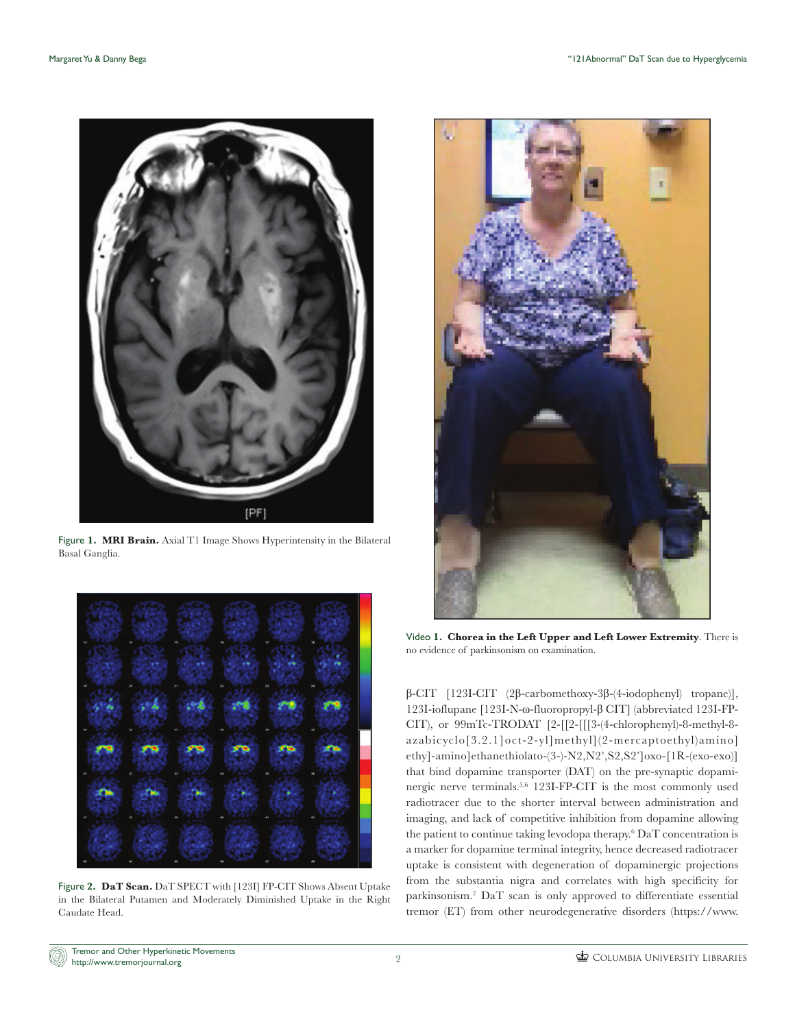Figure 1. **MRI Brain.** Axial T1 Image Shows Hyperintensity in the Bilateral Basal Ganglia.

Figure 2. **DaT Scan.** DaT SPECT with [123I] FP-CIT Shows Absent Uptake in the Bilateral Putamen and Moderately Diminished Uptake in the Right Caudate Head.

Video 1. **Chorea in the Left Upper and Left Lower Extremity**. There is no evidence of parkinsonism on examination.

β-CIT [123I-CIT (2β-carbomethoxy-3β-(4-iodophenyl) tropane)], 123I-ioflupane [123I-N-ω-fluoropropyl-β CIT] (abbreviated 123I-FP-CIT), or 99mTc-TRODAT [2-[[2-[[[3-(4-chlorophenyl)-8-methyl-8-azabicyclo[3.2.1]oct-2-yl]methyl](2-mercaptoethyl)amino]ethy]-amino]ethanethiolato-(3-)-N2,N2',S2,S2']oxo-[1R-(exo-exo)] that bind dopamine transporter (DAT) on the pre-synaptic dopaminergic nerve terminals.[5,6] 123I-FP-CIT is the most commonly used radiotracer due to the shorter interval between administration and imaging, and lack of competitive inhibition from dopamine allowing the patient to continue taking levodopa therapy.[6] DaT concentration is a marker for dopamine terminal integrity, hence decreased radiotracer uptake is consistent with degeneration of dopaminergic projections from the substantia nigra and correlates with high specificity for parkinsonism.[7] DaT scan is only approved to differentiate essential tremor (ET) from other neurodegenerative disorders (https://www.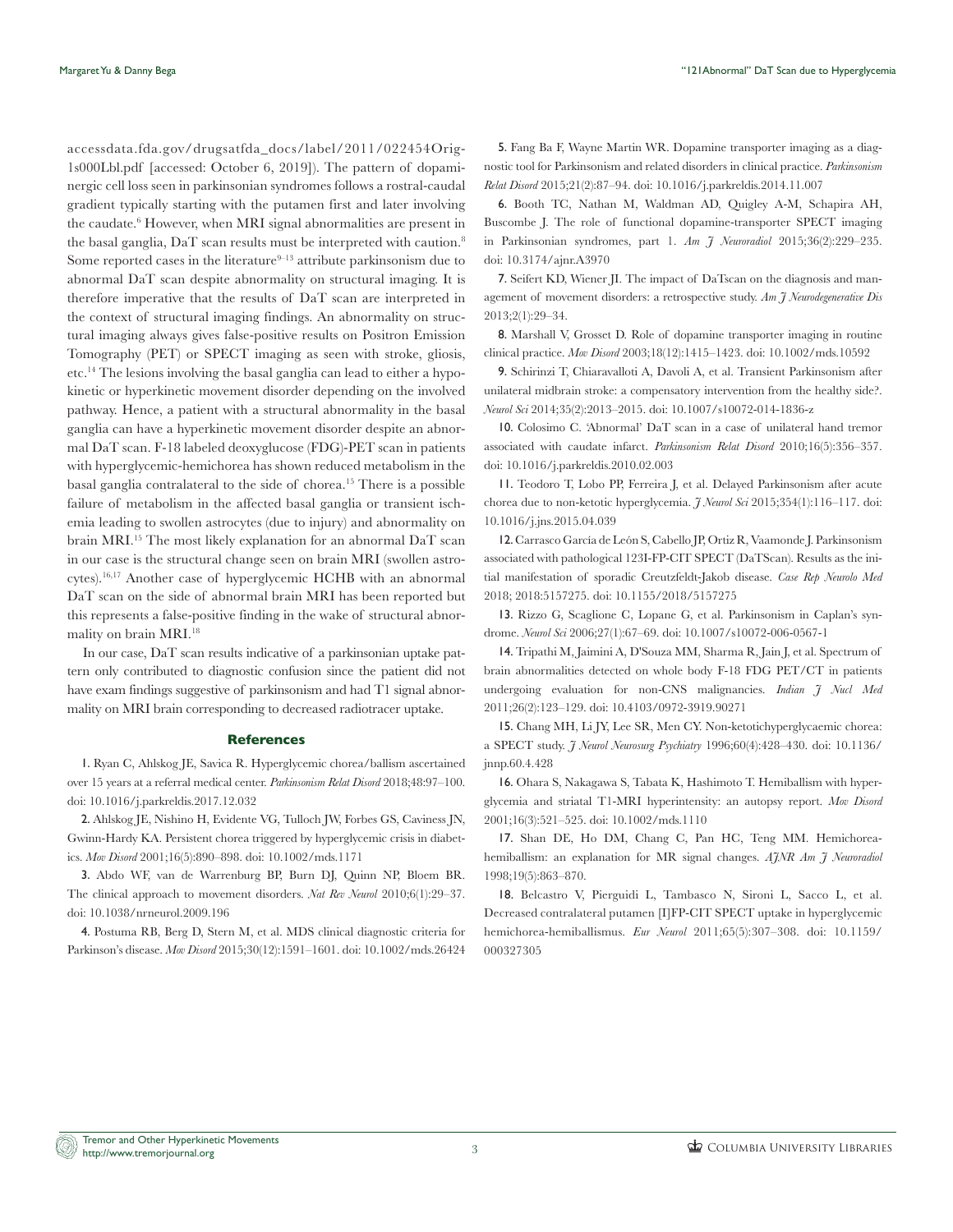accessdata.fda.gov/drugsatfda_docs/label/2011/022454Orig1s000Lbl.pdf [accessed: October 6, 2019]). The pattern of dopaminergic cell loss seen in parkinsonian syndromes follows a rostral-caudal gradient typically starting with the putamen first and later involving the caudate.[6] However, when MRI signal abnormalities are present in the basal ganglia, DaT scan results must be interpreted with caution.[8] Some reported cases in the literature[9–13] attribute parkinsonism due to abnormal DaT scan despite abnormality on structural imaging. It is therefore imperative that the results of DaT scan are interpreted in the context of structural imaging findings. An abnormality on structural imaging always gives false-positive results on Positron Emission Tomography (PET) or SPECT imaging as seen with stroke, gliosis, etc.[14] The lesions involving the basal ganglia can lead to either a hypokinetic or hyperkinetic movement disorder depending on the involved pathway. Hence, a patient with a structural abnormality in the basal ganglia can have a hyperkinetic movement disorder despite an abnormal DaT scan. F-18 labeled deoxyglucose (FDG)-PET scan in patients with hyperglycemic-hemichorea has shown reduced metabolism in the basal ganglia contralateral to the side of chorea.[15] There is a possible failure of metabolism in the affected basal ganglia or transient ischemia leading to swollen astrocytes (due to injury) and abnormality on brain MRI.[15] The most likely explanation for an abnormal DaT scan in our case is the structural change seen on brain MRI (swollen astrocytes).[16,17] Another case of hyperglycemic HCHB with an abnormal DaT scan on the side of abnormal brain MRI has been reported but this represents a false-positive finding in the wake of structural abnormality on brain MRI.[18]

In our case, DaT scan results indicative of a parkinsonian uptake pattern only contributed to diagnostic confusion since the patient did not have exam findings suggestive of parkinsonism and had T1 signal abnormality on MRI brain corresponding to decreased radiotracer uptake.

## References

1. Ryan C, Ahlskog JE, Savica R. Hyperglycemic chorea/ballism ascertained over 15 years at a referral medical center. *Parkinsonism Relat Disord* 2018;48:97–100. doi: 10.1016/j.parkreldis.2017.12.032

2. Ahlskog JE, Nishino H, Evidente VG, Tulloch JW, Forbes GS, Caviness JN, Gwinn-Hardy KA. Persistent chorea triggered by hyperglycemic crisis in diabetics. *Mov Disord* 2001;16(5):890–898. doi: 10.1002/mds.1171

3. Abdo WF, van de Warrenburg BP, Burn DJ, Quinn NP, Bloem BR. The clinical approach to movement disorders. *Nat Rev Neurol* 2010;6(1):29–37. doi: 10.1038/nrneurol.2009.196

4. Postuma RB, Berg D, Stern M, et al. MDS clinical diagnostic criteria for Parkinson's disease. *Mov Disord* 2015;30(12):1591–1601. doi: 10.1002/mds.26424

5. Fang Ba F, Wayne Martin WR. Dopamine transporter imaging as a diagnostic tool for Parkinsonism and related disorders in clinical practice. *Parkinsonism Relat Disord* 2015;21(2):87–94. doi: 10.1016/j.parkreldis.2014.11.007

6. Booth TC, Nathan M, Waldman AD, Quigley A-M, Schapira AH, Buscombe J. The role of functional dopamine-transporter SPECT imaging in Parkinsonian syndromes, part 1. *Am J Neuroradiol* 2015;36(2):229–235. doi: 10.3174/ajnr.A3970

7. Seifert KD, Wiener JI. The impact of DaTscan on the diagnosis and management of movement disorders: a retrospective study. *Am J Neurodegenerative Dis* 2013;2(1):29–34.

8. Marshall V, Grosset D. Role of dopamine transporter imaging in routine clinical practice. *Mov Disord* 2003;18(12):1415–1423. doi: 10.1002/mds.10592

9. Schirinzi T, Chiaravalloti A, Davoli A, et al. Transient Parkinsonism after unilateral midbrain stroke: a compensatory intervention from the healthy side?. *Neurol Sci* 2014;35(2):2013–2015. doi: 10.1007/s10072-014-1836-z

10. Colosimo C. 'Abnormal' DaT scan in a case of unilateral hand tremor associated with caudate infarct. *Parkinsonism Relat Disord* 2010;16(5):356–357. doi: 10.1016/j.parkreldis.2010.02.003

11. Teodoro T, Lobo PP, Ferreira J, et al. Delayed Parkinsonism after acute chorea due to non-ketotic hyperglycemia. *J Neurol Sci* 2015;354(1):116–117. doi: 10.1016/j.jns.2015.04.039

12. Carrasco García de León S, Cabello JP, Ortiz R, Vaamonde J. Parkinsonism associated with pathological 123I-FP-CIT SPECT (DaTScan). Results as the initial manifestation of sporadic Creutzfeldt-Jakob disease. *Case Rep Neurolo Med* 2018; 2018:5157275. doi: 10.1155/2018/5157275

13. Rizzo G, Scaglione C, Lopane G, et al. Parkinsonism in Caplan's syndrome. *Neurol Sci* 2006;27(1):67–69. doi: 10.1007/s10072-006-0567-1

14. Tripathi M, Jaimini A, D'Souza MM, Sharma R, Jain J, et al. Spectrum of brain abnormalities detected on whole body F-18 FDG PET/CT in patients undergoing evaluation for non-CNS malignancies. *Indian J Nucl Med* 2011;26(2):123–129. doi: 10.4103/0972-3919.90271

15. Chang MH, Li JY, Lee SR, Men CY. Non-ketotichyperglycaemic chorea: a SPECT study. *J Neurol Neurosurg Psychiatry* 1996;60(4):428–430. doi: 10.1136/jnnp.60.4.428

16. Ohara S, Nakagawa S, Tabata K, Hashimoto T. Hemiballism with hyperglycemia and striatal T1-MRI hyperintensity: an autopsy report. *Mov Disord* 2001;16(3):521–525. doi: 10.1002/mds.1110

17. Shan DE, Ho DM, Chang C, Pan HC, Teng MM. Hemichorea-hemiballism: an explanation for MR signal changes. *AJNR Am J Neuroradiol* 1998;19(5):863–870.

18. Belcastro V, Pierguidi L, Tambasco N, Sironi L, Sacco L, et al. Decreased contralateral putamen [I]FP-CIT SPECT uptake in hyperglycemic hemichorea-hemiballismus. *Eur Neurol* 2011;65(5):307–308. doi: 10.1159/000327305